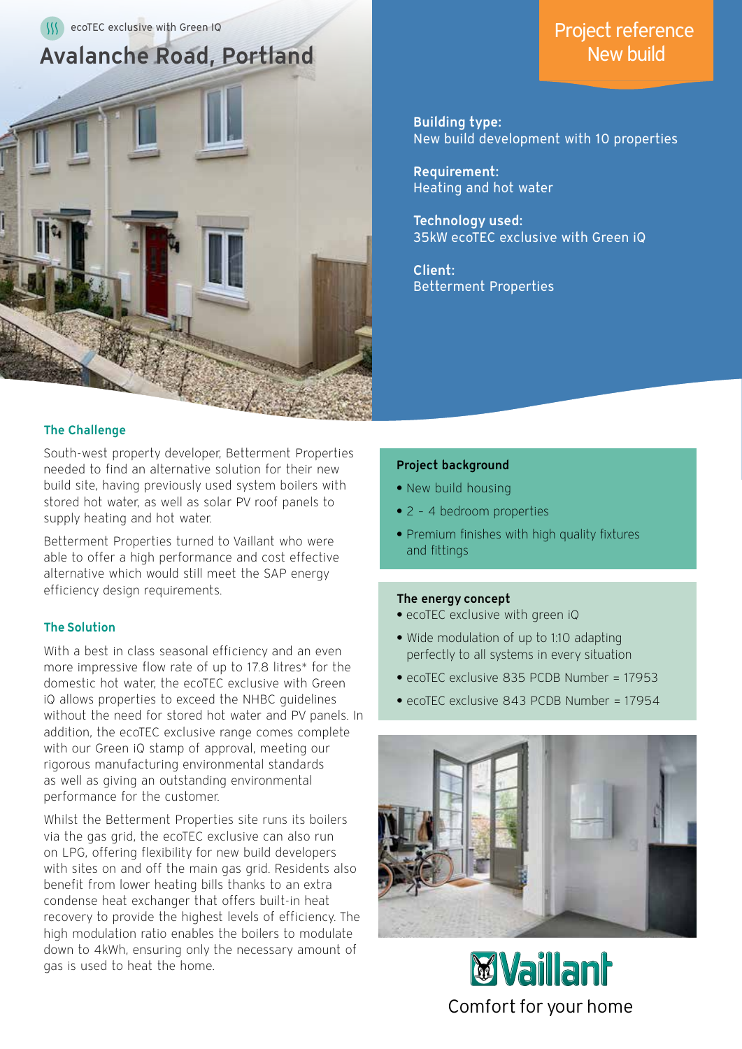ecoTEC exclusive with Green IQ

# Avalanche Road, Portland

## Project reference New build

**Building type:**
New build development with 10 properties

**Requirement:**
Heating and hot water

**Technology used:**
35kW ecoTEC exclusive with Green iQ

**Client:**
Betterment Properties

### The Challenge

South-west property developer, Betterment Properties needed to find an alternative solution for their new build site, having previously used system boilers with stored hot water, as well as solar PV roof panels to supply heating and hot water.

Betterment Properties turned to Vaillant who were able to offer a high performance and cost effective alternative which would still meet the SAP energy efficiency design requirements.

### The Solution

With a best in class seasonal efficiency and an even more impressive flow rate of up to 17.8 litres* for the domestic hot water, the ecoTEC exclusive with Green iQ allows properties to exceed the NHBC guidelines without the need for stored hot water and PV panels. In addition, the ecoTEC exclusive range comes complete with our Green iQ stamp of approval, meeting our rigorous manufacturing environmental standards as well as giving an outstanding environmental performance for the customer.

Whilst the Betterment Properties site runs its boilers via the gas grid, the ecoTEC exclusive can also run on LPG, offering flexibility for new build developers with sites on and off the main gas grid. Residents also benefit from lower heating bills thanks to an extra condense heat exchanger that offers built-in heat recovery to provide the highest levels of efficiency. The high modulation ratio enables the boilers to modulate down to 4kWh, ensuring only the necessary amount of gas is used to heat the home.

**Project background**

- New build housing
- 2 - 4 bedroom properties
- Premium finishes with high quality fixtures and fittings

**The energy concept**

- ecoTEC exclusive with green iQ
- Wide modulation of up to 1:10 adapting perfectly to all systems in every situation
- ecoTEC exclusive 835 PCDB Number = 17953
- ecoTEC exclusive 843 PCDB Number = 17954

Vaillant

Comfort for your home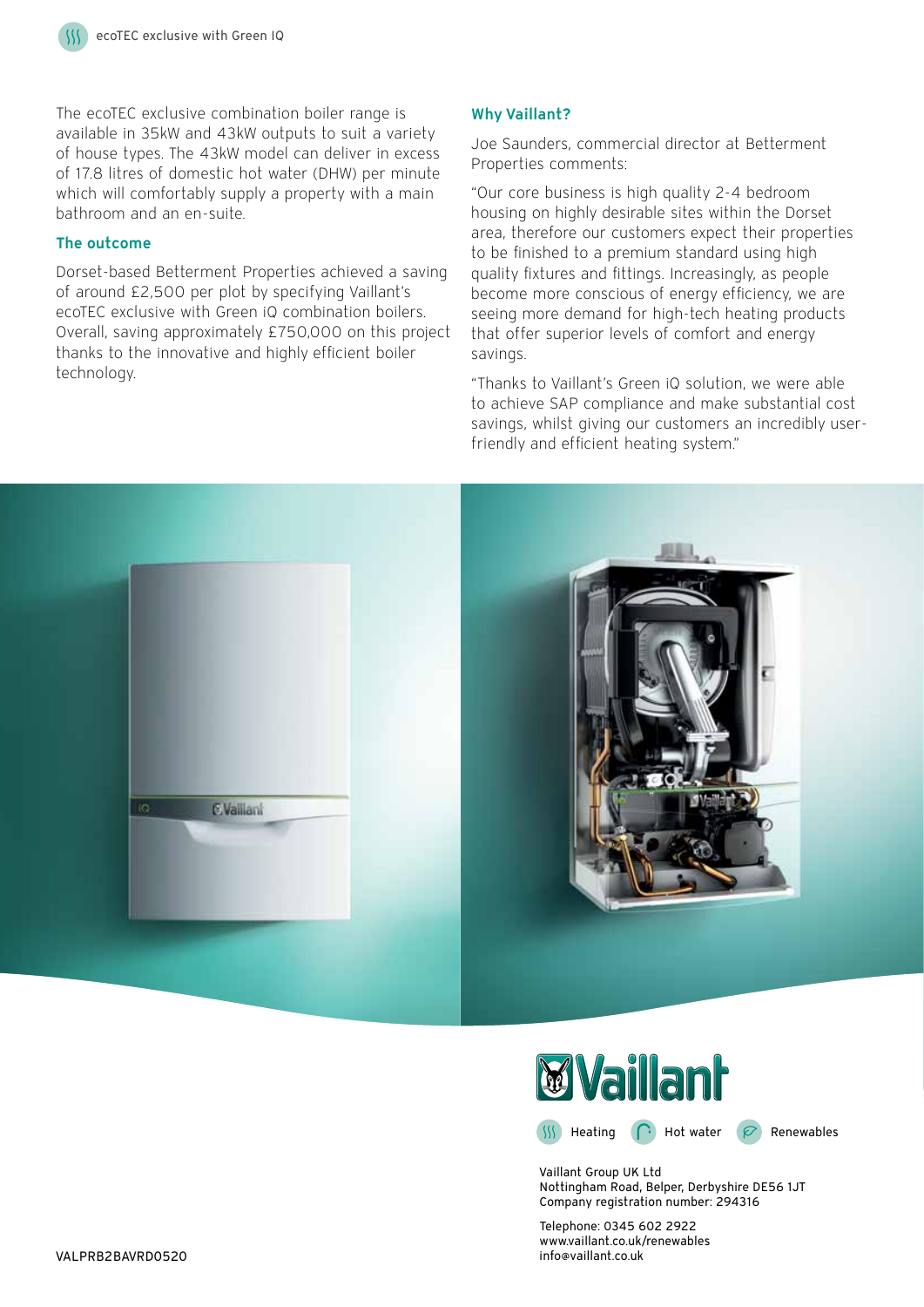The ecoTEC exclusive combination boiler range is available in 35kW and 43kW outputs to suit a variety of house types. The 43kW model can deliver in excess of 17.8 litres of domestic hot water (DHW) per minute which will comfortably supply a property with a main bathroom and an en-suite.

### The outcome

Dorset-based Betterment Properties achieved a saving of around £2,500 per plot by specifying Vaillant's ecoTEC exclusive with Green iQ combination boilers. Overall, saving approximately £750,000 on this project thanks to the innovative and highly efficient boiler technology.

### Why Vaillant?

Joe Saunders, commercial director at Betterment Properties comments:

"Our core business is high quality 2-4 bedroom housing on highly desirable sites within the Dorset area, therefore our customers expect their properties to be finished to a premium standard using high quality fixtures and fittings. Increasingly, as people become more conscious of energy efficiency, we are seeing more demand for high-tech heating products that offer superior levels of comfort and energy savings.

"Thanks to Vaillant's Green iQ solution, we were able to achieve SAP compliance and make substantial cost savings, whilst giving our customers an incredibly user-friendly and efficient heating system."

Vaillant

Heating Hot water Renewables

Vaillant Group UK Ltd
Nottingham Road, Belper, Derbyshire DE56 1JT
Company registration number: 294316

Telephone: 0345 602 2922
www.vaillant.co.uk/renewables
info@vaillant.co.uk

VALPRB2BAVRD0520